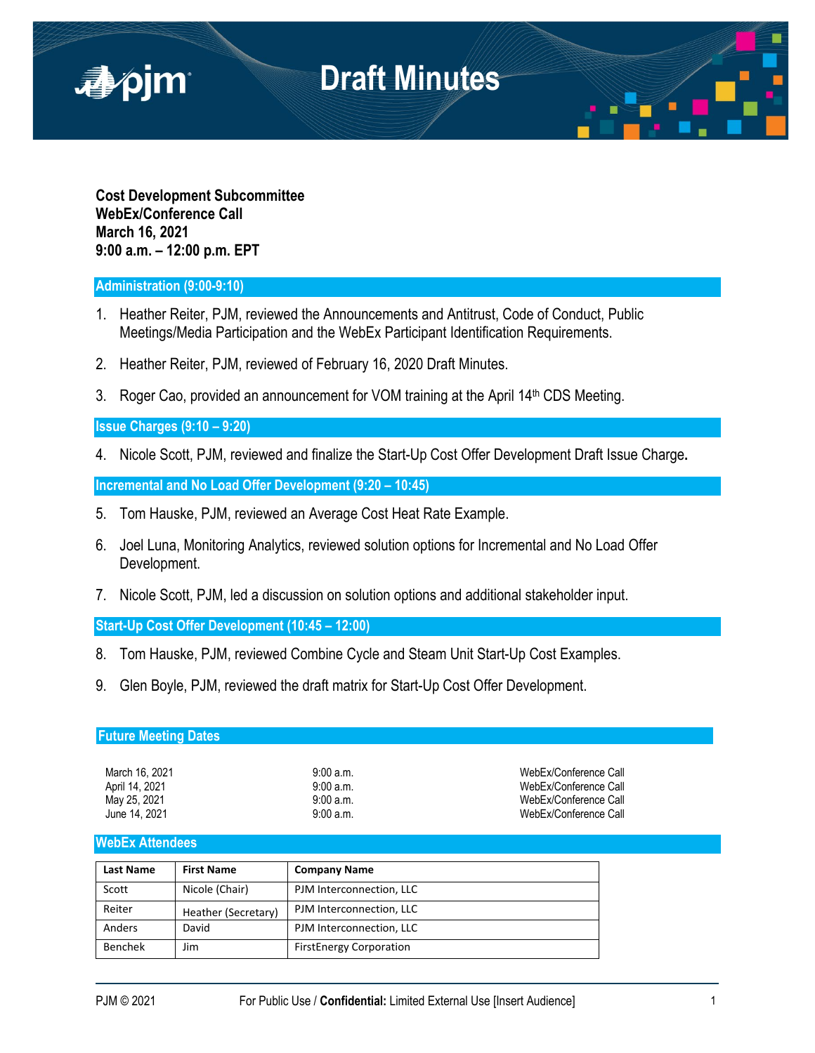# Draft Minutes

**Cost Development Subcommittee**
**WebEx/Conference Call**
**March 16, 2021**
**9:00 a.m. – 12:00 p.m. EPT**

## Administration (9:00-9:10)

1. Heather Reiter, PJM, reviewed the Announcements and Antitrust, Code of Conduct, Public Meetings/Media Participation and the WebEx Participant Identification Requirements.

2. Heather Reiter, PJM, reviewed of February 16, 2020 Draft Minutes.

3. Roger Cao, provided an announcement for VOM training at the April 14th CDS Meeting.

## Issue Charges (9:10 – 9:20)

4. Nicole Scott, PJM, reviewed and finalize the Start-Up Cost Offer Development Draft Issue Charge**.**

## Incremental and No Load Offer Development (9:20 – 10:45)

5. Tom Hauske, PJM, reviewed an Average Cost Heat Rate Example.

6. Joel Luna, Monitoring Analytics, reviewed solution options for Incremental and No Load Offer Development.

7. Nicole Scott, PJM, led a discussion on solution options and additional stakeholder input.

## Start-Up Cost Offer Development (10:45 – 12:00)

8. Tom Hauske, PJM, reviewed Combine Cycle and Steam Unit Start-Up Cost Examples.

9. Glen Boyle, PJM, reviewed the draft matrix for Start-Up Cost Offer Development.

## Future Meeting Dates

| | | |
|---|---|---|
| March 16, 2021 | 9:00 a.m. | WebEx/Conference Call |
| April 14, 2021 | 9:00 a.m. | WebEx/Conference Call |
| May 25, 2021 | 9:00 a.m. | WebEx/Conference Call |
| June 14, 2021 | 9:00 a.m. | WebEx/Conference Call |

## WebEx Attendees

| Last Name | First Name | Company Name |
|---|---|---|
| Scott | Nicole (Chair) | PJM Interconnection, LLC |
| Reiter | Heather (Secretary) | PJM Interconnection, LLC |
| Anders | David | PJM Interconnection, LLC |
| Benchek | Jim | FirstEnergy Corporation |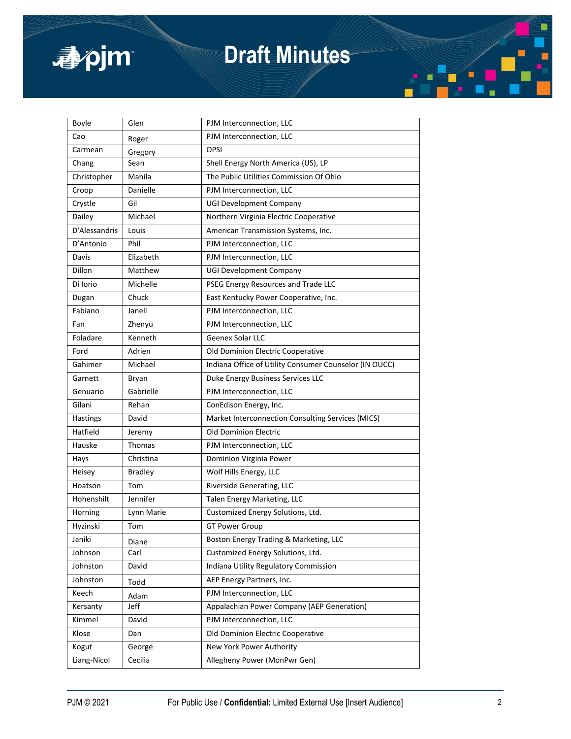| Boyle | Glen | PJM Interconnection, LLC |
|---|---|---|
| Cao | Roger | PJM Interconnection, LLC |
| Carmean | Gregory | OPSI |
| Chang | Sean | Shell Energy North America (US), LP |
| Christopher | Mahila | The Public Utilities Commission Of Ohio |
| Croop | Danielle | PJM Interconnection, LLC |
| Crystle | Gil | UGI Development Company |
| Dailey | Michael | Northern Virginia Electric Cooperative |
| D'Alessandris | Louis | American Transmission Systems, Inc. |
| D'Antonio | Phil | PJM Interconnection, LLC |
| Davis | Elizabeth | PJM Interconnection, LLC |
| Dillon | Matthew | UGI Development Company |
| Di Iorio | Michelle | PSEG Energy Resources and Trade LLC |
| Dugan | Chuck | East Kentucky Power Cooperative, Inc. |
| Fabiano | Janell | PJM Interconnection, LLC |
| Fan | Zhenyu | PJM Interconnection, LLC |
| Foladare | Kenneth | Geenex Solar LLC |
| Ford | Adrien | Old Dominion Electric Cooperative |
| Gahimer | Michael | Indiana Office of Utility Consumer Counselor (IN OUCC) |
| Garnett | Bryan | Duke Energy Business Services LLC |
| Genuario | Gabrielle | PJM Interconnection, LLC |
| Gilani | Rehan | ConEdison Energy, Inc. |
| Hastings | David | Market Interconnection Consulting Services (MICS) |
| Hatfield | Jeremy | Old Dominion Electric |
| Hauske | Thomas | PJM Interconnection, LLC |
| Hays | Christina | Dominion Virginia Power |
| Heisey | Bradley | Wolf Hills Energy, LLC |
| Hoatson | Tom | Riverside Generating, LLC |
| Hohenshilt | Jennifer | Talen Energy Marketing, LLC |
| Horning | Lynn Marie | Customized Energy Solutions, Ltd. |
| Hyzinski | Tom | GT Power Group |
| Janiki | Diane | Boston Energy Trading & Marketing, LLC |
| Johnson | Carl | Customized Energy Solutions, Ltd. |
| Johnston | David | Indiana Utility Regulatory Commission |
| Johnston | Todd | AEP Energy Partners, Inc. |
| Keech | Adam | PJM Interconnection, LLC |
| Kersanty | Jeff | Appalachian Power Company (AEP Generation) |
| Kimmel | David | PJM Interconnection, LLC |
| Klose | Dan | Old Dominion Electric Cooperative |
| Kogut | George | New York Power Authority |
| Liang-Nicol | Cecilia | Allegheny Power (MonPwr Gen) |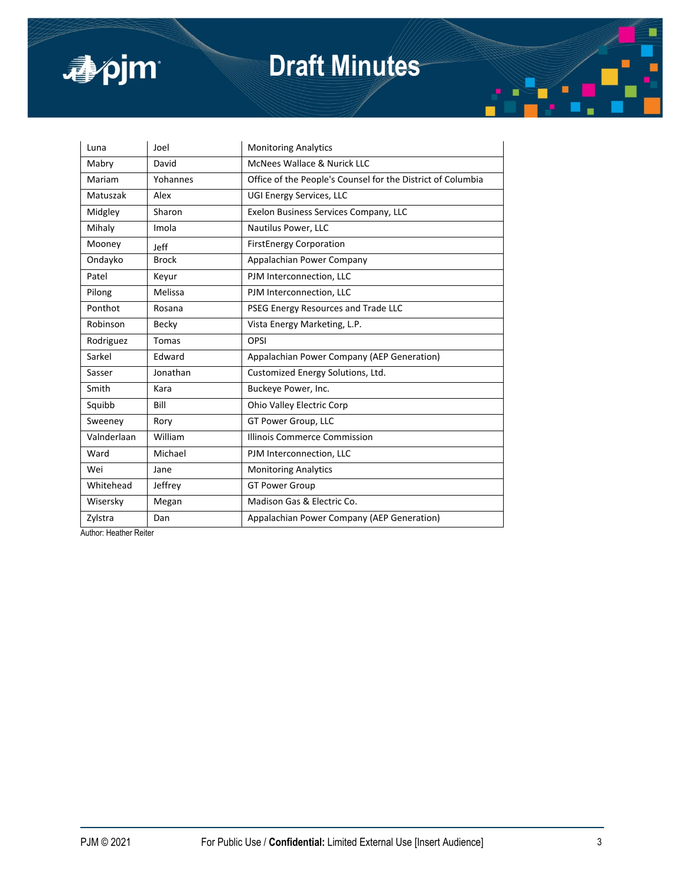| | | |
|---|---|---|
| Luna | Joel | Monitoring Analytics |
| Mabry | David | McNees Wallace & Nurick LLC |
| Mariam | Yohannes | Office of the People's Counsel for the District of Columbia |
| Matuszak | Alex | UGI Energy Services, LLC |
| Midgley | Sharon | Exelon Business Services Company, LLC |
| Mihaly | Imola | Nautilus Power, LLC |
| Mooney | Jeff | FirstEnergy Corporation |
| Ondayko | Brock | Appalachian Power Company |
| Patel | Keyur | PJM Interconnection, LLC |
| Pilong | Melissa | PJM Interconnection, LLC |
| Ponthot | Rosana | PSEG Energy Resources and Trade LLC |
| Robinson | Becky | Vista Energy Marketing, L.P. |
| Rodriguez | Tomas | OPSI |
| Sarkel | Edward | Appalachian Power Company (AEP Generation) |
| Sasser | Jonathan | Customized Energy Solutions, Ltd. |
| Smith | Kara | Buckeye Power, Inc. |
| Squibb | Bill | Ohio Valley Electric Corp |
| Sweeney | Rory | GT Power Group, LLC |
| Valnderlaan | William | Illinois Commerce Commission |
| Ward | Michael | PJM Interconnection, LLC |
| Wei | Jane | Monitoring Analytics |
| Whitehead | Jeffrey | GT Power Group |
| Wisersky | Megan | Madison Gas & Electric Co. |
| Zylstra | Dan | Appalachian Power Company (AEP Generation) |

Author: Heather Reiter